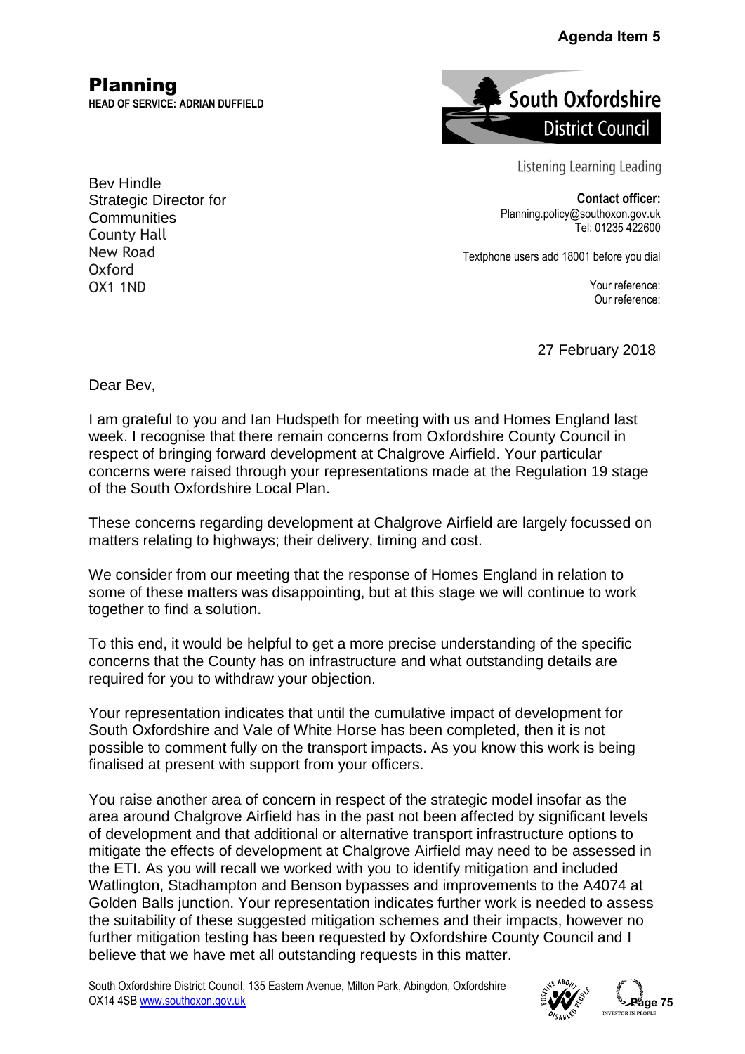**Agenda Item 5**

# Planning

**HEAD OF SERVICE: ADRIAN DUFFIELD**

South Oxfordshire District Council

Listening Learning Leading

Bev Hindle
Strategic Director for Communities
County Hall
New Road
Oxford
OX1 1ND

**Contact officer:**
Planning.policy@southoxon.gov.uk
Tel: 01235 422600

Textphone users add 18001 before you dial

Your reference:
Our reference:

27 February 2018

Dear Bev,

I am grateful to you and Ian Hudspeth for meeting with us and Homes England last week. I recognise that there remain concerns from Oxfordshire County Council in respect of bringing forward development at Chalgrove Airfield. Your particular concerns were raised through your representations made at the Regulation 19 stage of the South Oxfordshire Local Plan.

These concerns regarding development at Chalgrove Airfield are largely focussed on matters relating to highways; their delivery, timing and cost.

We consider from our meeting that the response of Homes England in relation to some of these matters was disappointing, but at this stage we will continue to work together to find a solution.

To this end, it would be helpful to get a more precise understanding of the specific concerns that the County has on infrastructure and what outstanding details are required for you to withdraw your objection.

Your representation indicates that until the cumulative impact of development for South Oxfordshire and Vale of White Horse has been completed, then it is not possible to comment fully on the transport impacts. As you know this work is being finalised at present with support from your officers.

You raise another area of concern in respect of the strategic model insofar as the area around Chalgrove Airfield has in the past not been affected by significant levels of development and that additional or alternative transport infrastructure options to mitigate the effects of development at Chalgrove Airfield may need to be assessed in the ETI. As you will recall we worked with you to identify mitigation and included Watlington, Stadhampton and Benson bypasses and improvements to the A4074 at Golden Balls junction. Your representation indicates further work is needed to assess the suitability of these suggested mitigation schemes and their impacts, however no further mitigation testing has been requested by Oxfordshire County Council and I believe that we have met all outstanding requests in this matter.

South Oxfordshire District Council, 135 Eastern Avenue, Milton Park, Abingdon, Oxfordshire OX14 4SB www.southoxon.gov.uk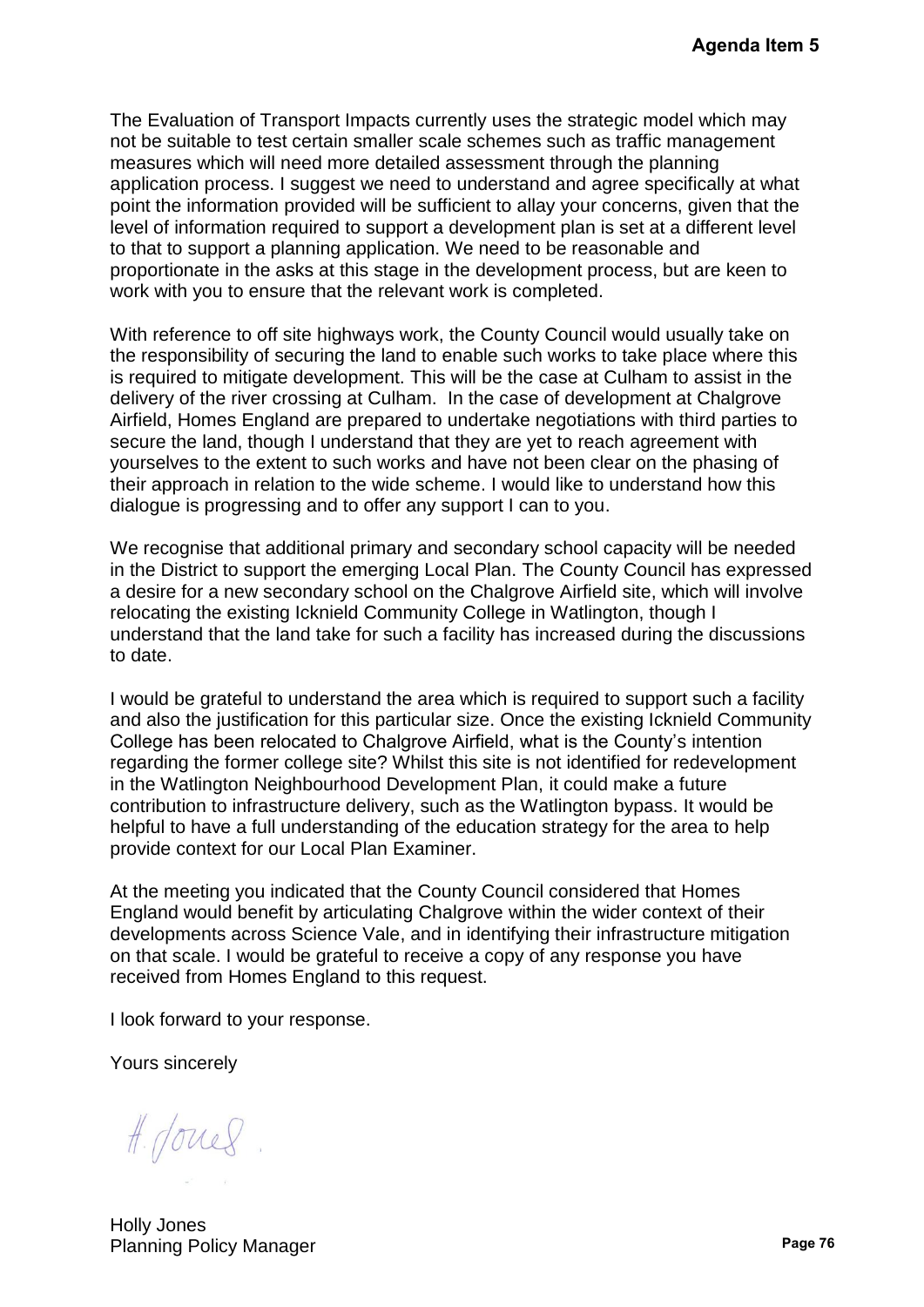The Evaluation of Transport Impacts currently uses the strategic model which may not be suitable to test certain smaller scale schemes such as traffic management measures which will need more detailed assessment through the planning application process. I suggest we need to understand and agree specifically at what point the information provided will be sufficient to allay your concerns, given that the level of information required to support a development plan is set at a different level to that to support a planning application. We need to be reasonable and proportionate in the asks at this stage in the development process, but are keen to work with you to ensure that the relevant work is completed.

With reference to off site highways work, the County Council would usually take on the responsibility of securing the land to enable such works to take place where this is required to mitigate development. This will be the case at Culham to assist in the delivery of the river crossing at Culham. In the case of development at Chalgrove Airfield, Homes England are prepared to undertake negotiations with third parties to secure the land, though I understand that they are yet to reach agreement with yourselves to the extent to such works and have not been clear on the phasing of their approach in relation to the wide scheme. I would like to understand how this dialogue is progressing and to offer any support I can to you.

We recognise that additional primary and secondary school capacity will be needed in the District to support the emerging Local Plan. The County Council has expressed a desire for a new secondary school on the Chalgrove Airfield site, which will involve relocating the existing Icknield Community College in Watlington, though I understand that the land take for such a facility has increased during the discussions to date.

I would be grateful to understand the area which is required to support such a facility and also the justification for this particular size. Once the existing Icknield Community College has been relocated to Chalgrove Airfield, what is the County's intention regarding the former college site? Whilst this site is not identified for redevelopment in the Watlington Neighbourhood Development Plan, it could make a future contribution to infrastructure delivery, such as the Watlington bypass. It would be helpful to have a full understanding of the education strategy for the area to help provide context for our Local Plan Examiner.

At the meeting you indicated that the County Council considered that Homes England would benefit by articulating Chalgrove within the wider context of their developments across Science Vale, and in identifying their infrastructure mitigation on that scale. I would be grateful to receive a copy of any response you have received from Homes England to this request.

I look forward to your response.

Yours sincerely

H. Jones

Holly Jones
Planning Policy Manager